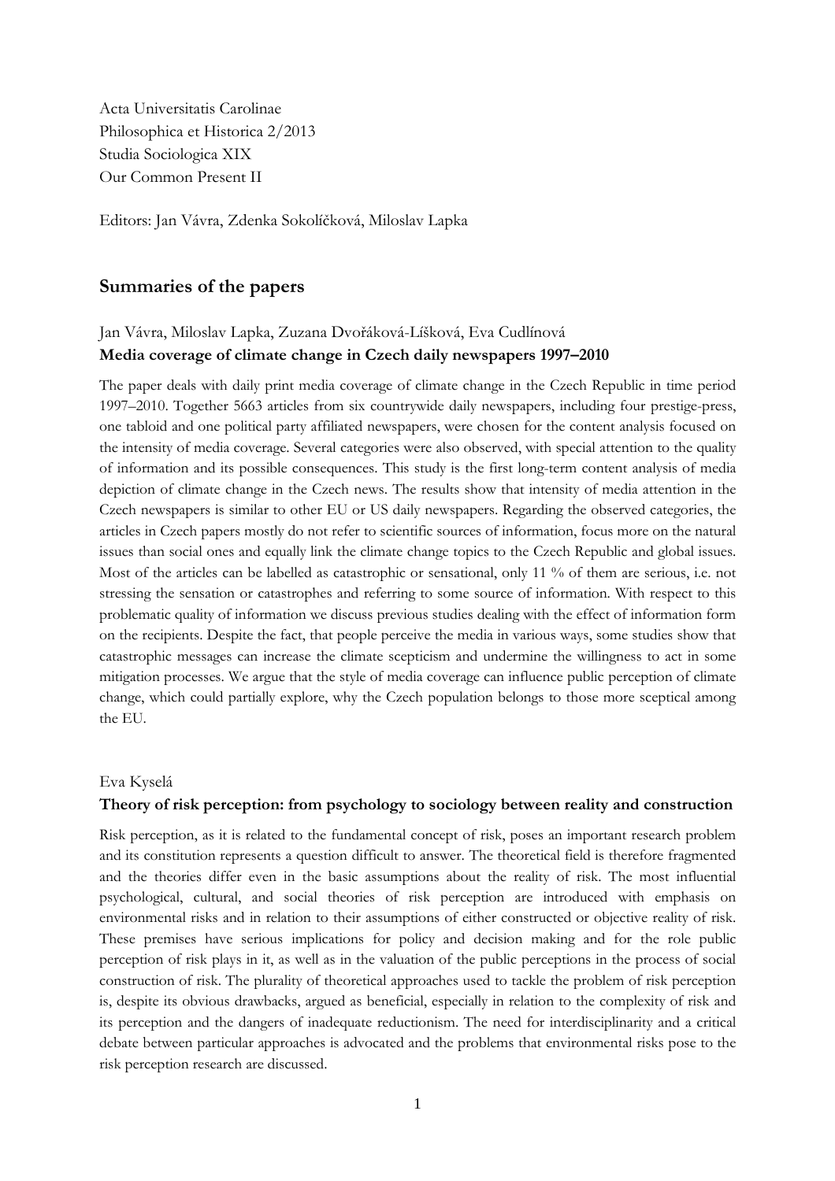Acta Universitatis Carolinae
Philosophica et Historica 2/2013
Studia Sociologica XIX
Our Common Present II

Editors: Jan Vávra, Zdenka Sokolíčková, Miloslav Lapka

## Summaries of the papers

Jan Vávra, Miloslav Lapka, Zuzana Dvořáková-Líšková, Eva Cudlínová
**Media coverage of climate change in Czech daily newspapers 1997–2010**

The paper deals with daily print media coverage of climate change in the Czech Republic in time period 1997–2010. Together 5663 articles from six countrywide daily newspapers, including four prestige-press, one tabloid and one political party affiliated newspapers, were chosen for the content analysis focused on the intensity of media coverage. Several categories were also observed, with special attention to the quality of information and its possible consequences. This study is the first long-term content analysis of media depiction of climate change in the Czech news. The results show that intensity of media attention in the Czech newspapers is similar to other EU or US daily newspapers. Regarding the observed categories, the articles in Czech papers mostly do not refer to scientific sources of information, focus more on the natural issues than social ones and equally link the climate change topics to the Czech Republic and global issues. Most of the articles can be labelled as catastrophic or sensational, only 11 % of them are serious, i.e. not stressing the sensation or catastrophes and referring to some source of information. With respect to this problematic quality of information we discuss previous studies dealing with the effect of information form on the recipients. Despite the fact, that people perceive the media in various ways, some studies show that catastrophic messages can increase the climate scepticism and undermine the willingness to act in some mitigation processes. We argue that the style of media coverage can influence public perception of climate change, which could partially explore, why the Czech population belongs to those more sceptical among the EU.

Eva Kyselá
**Theory of risk perception: from psychology to sociology between reality and construction**

Risk perception, as it is related to the fundamental concept of risk, poses an important research problem and its constitution represents a question difficult to answer. The theoretical field is therefore fragmented and the theories differ even in the basic assumptions about the reality of risk. The most influential psychological, cultural, and social theories of risk perception are introduced with emphasis on environmental risks and in relation to their assumptions of either constructed or objective reality of risk. These premises have serious implications for policy and decision making and for the role public perception of risk plays in it, as well as in the valuation of the public perceptions in the process of social construction of risk. The plurality of theoretical approaches used to tackle the problem of risk perception is, despite its obvious drawbacks, argued as beneficial, especially in relation to the complexity of risk and its perception and the dangers of inadequate reductionism. The need for interdisciplinarity and a critical debate between particular approaches is advocated and the problems that environmental risks pose to the risk perception research are discussed.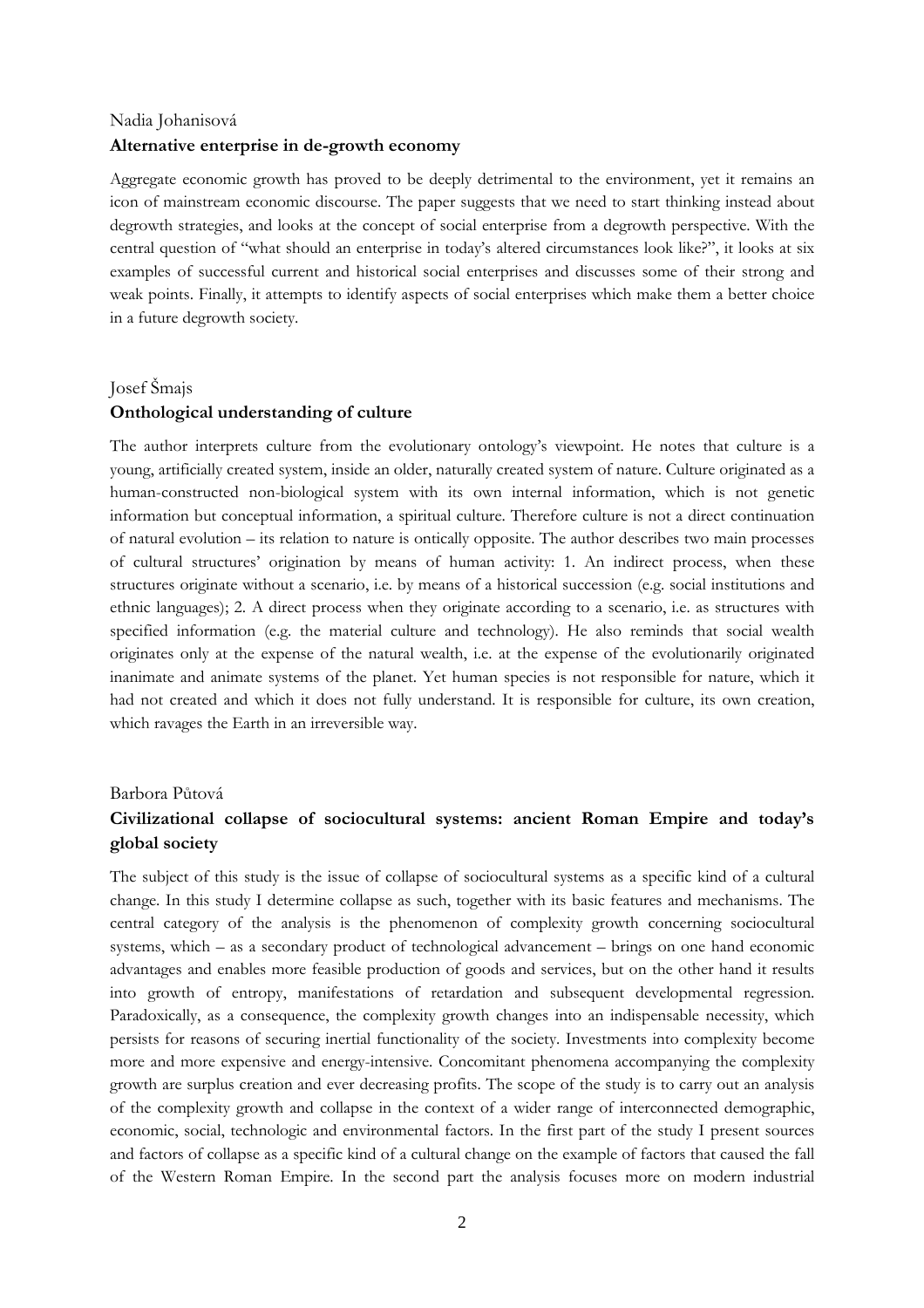Nadia Johanisová

**Alternative enterprise in de-growth economy**

Aggregate economic growth has proved to be deeply detrimental to the environment, yet it remains an icon of mainstream economic discourse. The paper suggests that we need to start thinking instead about degrowth strategies, and looks at the concept of social enterprise from a degrowth perspective. With the central question of "what should an enterprise in today's altered circumstances look like?", it looks at six examples of successful current and historical social enterprises and discusses some of their strong and weak points. Finally, it attempts to identify aspects of social enterprises which make them a better choice in a future degrowth society.

Josef Šmajs

**Onthological understanding of culture**

The author interprets culture from the evolutionary ontology's viewpoint. He notes that culture is a young, artificially created system, inside an older, naturally created system of nature. Culture originated as a human-constructed non-biological system with its own internal information, which is not genetic information but conceptual information, a spiritual culture. Therefore culture is not a direct continuation of natural evolution – its relation to nature is ontically opposite. The author describes two main processes of cultural structures' origination by means of human activity: 1. An indirect process, when these structures originate without a scenario, i.e. by means of a historical succession (e.g. social institutions and ethnic languages); 2. A direct process when they originate according to a scenario, i.e. as structures with specified information (e.g. the material culture and technology). He also reminds that social wealth originates only at the expense of the natural wealth, i.e. at the expense of the evolutionarily originated inanimate and animate systems of the planet. Yet human species is not responsible for nature, which it had not created and which it does not fully understand. It is responsible for culture, its own creation, which ravages the Earth in an irreversible way.

Barbora Půtová

**Civilizational collapse of sociocultural systems: ancient Roman Empire and today's global society**

The subject of this study is the issue of collapse of sociocultural systems as a specific kind of a cultural change. In this study I determine collapse as such, together with its basic features and mechanisms. The central category of the analysis is the phenomenon of complexity growth concerning sociocultural systems, which – as a secondary product of technological advancement – brings on one hand economic advantages and enables more feasible production of goods and services, but on the other hand it results into growth of entropy, manifestations of retardation and subsequent developmental regression. Paradoxically, as a consequence, the complexity growth changes into an indispensable necessity, which persists for reasons of securing inertial functionality of the society. Investments into complexity become more and more expensive and energy-intensive. Concomitant phenomena accompanying the complexity growth are surplus creation and ever decreasing profits. The scope of the study is to carry out an analysis of the complexity growth and collapse in the context of a wider range of interconnected demographic, economic, social, technologic and environmental factors. In the first part of the study I present sources and factors of collapse as a specific kind of a cultural change on the example of factors that caused the fall of the Western Roman Empire. In the second part the analysis focuses more on modern industrial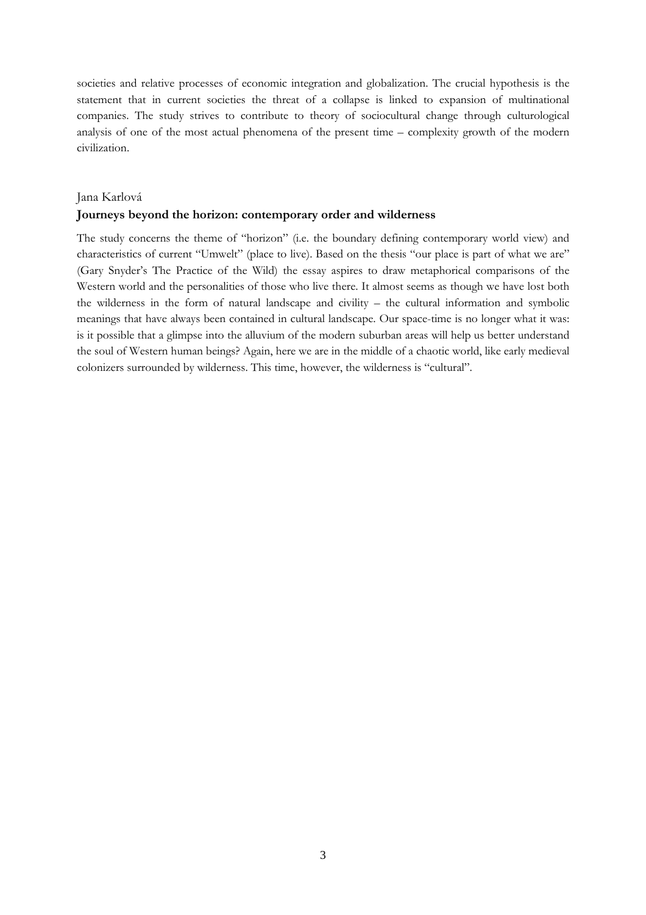societies and relative processes of economic integration and globalization. The crucial hypothesis is the statement that in current societies the threat of a collapse is linked to expansion of multinational companies. The study strives to contribute to theory of sociocultural change through culturological analysis of one of the most actual phenomena of the present time – complexity growth of the modern civilization.

Jana Karlová

**Journeys beyond the horizon: contemporary order and wilderness**

The study concerns the theme of "horizon" (i.e. the boundary defining contemporary world view) and characteristics of current "Umwelt" (place to live). Based on the thesis "our place is part of what we are" (Gary Snyder's The Practice of the Wild) the essay aspires to draw metaphorical comparisons of the Western world and the personalities of those who live there. It almost seems as though we have lost both the wilderness in the form of natural landscape and civility – the cultural information and symbolic meanings that have always been contained in cultural landscape. Our space-time is no longer what it was: is it possible that a glimpse into the alluvium of the modern suburban areas will help us better understand the soul of Western human beings? Again, here we are in the middle of a chaotic world, like early medieval colonizers surrounded by wilderness. This time, however, the wilderness is "cultural".